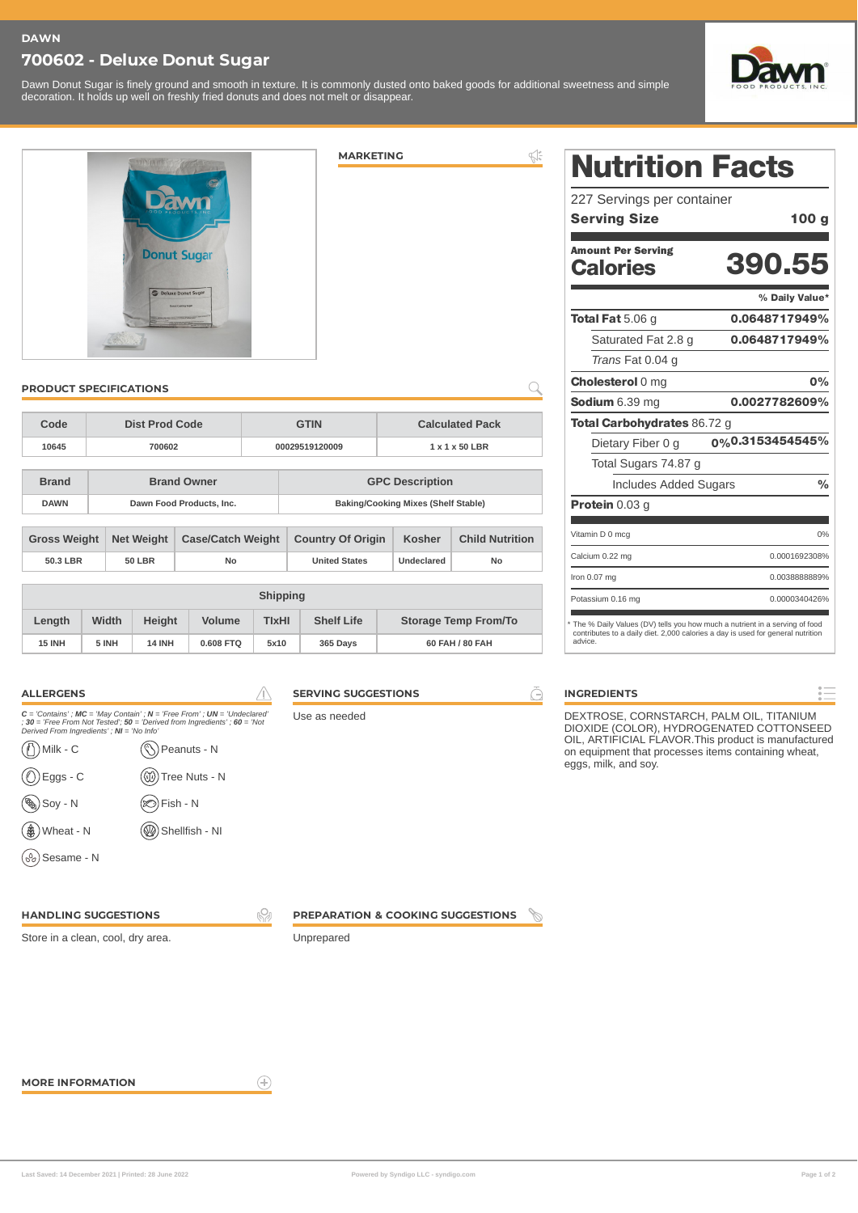DAWN

# 700602 - Deluxe Donut Sugar

Dawn Donut Sugar is finely ground and smooth in texture. It is commonly dusted onto baked goods for additional sweetness and simple decoration. It holds up well on freshly fried donuts and does not melt or disappear.

## MARKETING

## PRODUCT SPECIFICATIONS

| Code | Dist Prod Code | GTIN | Calculated Pack |
|---|---|---|---|
| 10645 | 700602 | 00029519120009 | 1 x 1 x 50 LBR |

| Brand | Brand Owner | GPC Description |
|---|---|---|
| DAWN | Dawn Food Products, Inc. | Baking/Cooking Mixes (Shelf Stable) |

| Gross Weight | Net Weight | Case/Catch Weight | Country Of Origin | Kosher | Child Nutrition |
|---|---|---|---|---|---|
| 50.3 LBR | 50 LBR | No | United States | Undeclared | No |

| Shipping | | | | | | |
|---|---|---|---|---|---|---|
| Length | Width | Height | Volume | TIxHI | Shelf Life | Storage Temp From/To |
| 15 INH | 5 INH | 14 INH | 0.608 FTQ | 5x10 | 365 Days | 60 FAH / 80 FAH |

# Nutrition Facts

227 Servings per container

**Serving Size** **100 g**

**Amount Per Serving**

**Calories** **390.55**

| | % Daily Value* |
|---|---|
| **Total Fat** 5.06 g | **0.0648717949%** |
| Saturated Fat 2.8 g | **0.0648717949%** |
| *Trans* Fat 0.04 g | |
| **Cholesterol** 0 mg | **0%** |
| **Sodium** 6.39 mg | **0.0027782609%** |
| **Total Carbohydrates** 86.72 g | |
| Dietary Fiber 0 g | **0%0.3153454545%** |
| Total Sugars 74.87 g | |
| Includes Added Sugars | **%** |
| **Protein** 0.03 g | |
| Vitamin D 0 mcg | 0% |
| Calcium 0.22 mg | 0.0001692308% |
| Iron 0.07 mg | 0.0038888889% |
| Potassium 0.16 mg | 0.0000340426% |

* The % Daily Values (DV) tells you how much a nutrient in a serving of food contributes to a daily diet. 2,000 calories a day is used for general nutrition advice.

## ALLERGENS

*C = 'Contains' ; MC = 'May Contain' ; N = 'Free From' ; UN = 'Undeclared' ; 30 = 'Free From Not Tested'; 50 = 'Derived from Ingredients' ; 60 = 'Not Derived From Ingredients' ; NI = 'No Info'*

- Milk - C
- Peanuts - N
- Eggs - C
- Tree Nuts - N
- Soy - N
- Fish - N
- Wheat - N
- Shellfish - NI
- Sesame - N

## SERVING SUGGESTIONS

Use as needed

## INGREDIENTS

DEXTROSE, CORNSTARCH, PALM OIL, TITANIUM DIOXIDE (COLOR), HYDROGENATED COTTONSEED OIL, ARTIFICIAL FLAVOR.This product is manufactured on equipment that processes items containing wheat, eggs, milk, and soy.

## HANDLING SUGGESTIONS

Store in a clean, cool, dry area.

## PREPARATION & COOKING SUGGESTIONS

Unprepared

## MORE INFORMATION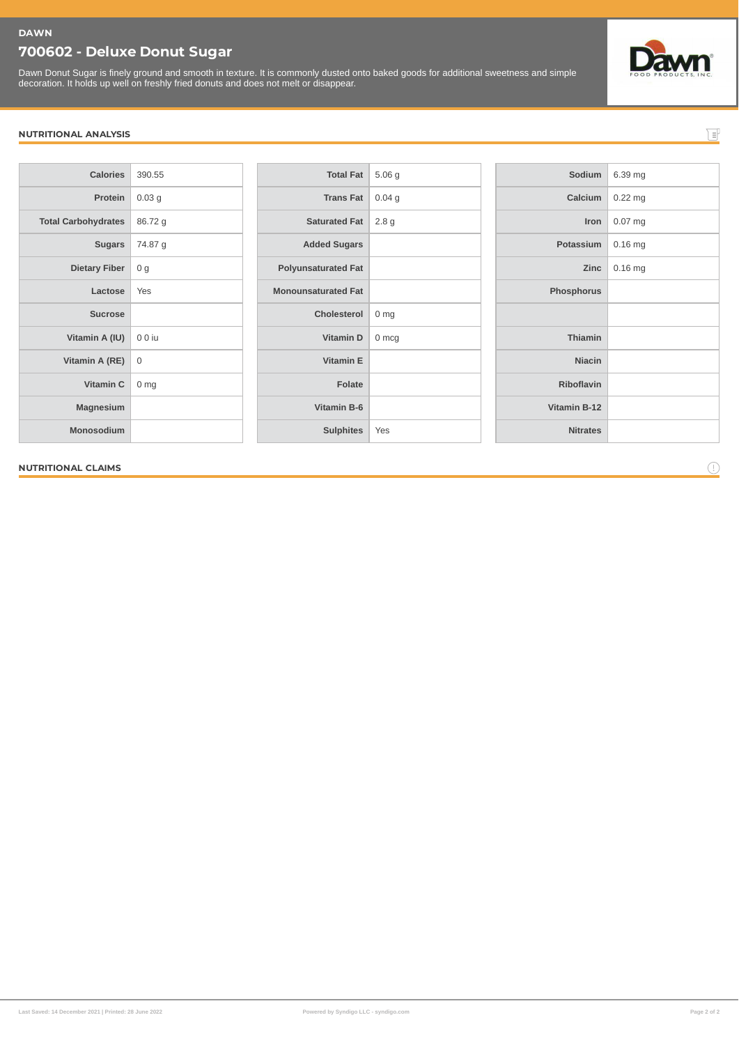DAWN

# 700602 - Deluxe Donut Sugar

Dawn Donut Sugar is finely ground and smooth in texture. It is commonly dusted onto baked goods for additional sweetness and simple decoration. It holds up well on freshly fried donuts and does not melt or disappear.

## NUTRITIONAL ANALYSIS

| | | | | | |
|---|---|---|---|---|---|
| **Calories** | 390.55 | **Total Fat** | 5.06 g | **Sodium** | 6.39 mg |
| **Protein** | 0.03 g | **Trans Fat** | 0.04 g | **Calcium** | 0.22 mg |
| **Total Carbohydrates** | 86.72 g | **Saturated Fat** | 2.8 g | **Iron** | 0.07 mg |
| **Sugars** | 74.87 g | **Added Sugars** | | **Potassium** | 0.16 mg |
| **Dietary Fiber** | 0 g | **Polyunsaturated Fat** | | **Zinc** | 0.16 mg |
| **Lactose** | Yes | **Monounsaturated Fat** | | **Phosphorus** | |
| **Sucrose** | | **Cholesterol** | 0 mg | | |
| **Vitamin A (IU)** | 0 0 iu | **Vitamin D** | 0 mcg | **Thiamin** | |
| **Vitamin A (RE)** | 0 | **Vitamin E** | | **Niacin** | |
| **Vitamin C** | 0 mg | **Folate** | | **Riboflavin** | |
| **Magnesium** | | **Vitamin B-6** | | **Vitamin B-12** | |
| **Monosodium** | | **Sulphites** | Yes | **Nitrates** | |

## NUTRITIONAL CLAIMS

Last Saved: 14 December 2021 | Printed: 28 June 2022

Powered by Syndigo LLC - syndigo.com